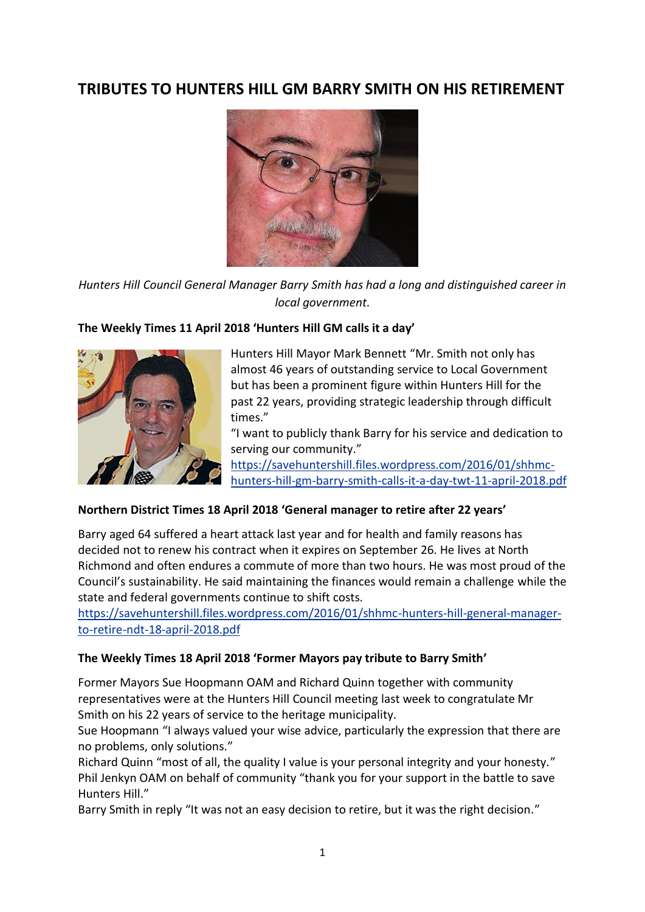# TRIBUTES TO HUNTERS HILL GM BARRY SMITH ON HIS RETIREMENT

*Hunters Hill Council General Manager Barry Smith has had a long and distinguished career in local government.*

**The Weekly Times 11 April 2018 'Hunters Hill GM calls it a day'**

Hunters Hill Mayor Mark Bennett "Mr. Smith not only has almost 46 years of outstanding service to Local Government but has been a prominent figure within Hunters Hill for the past 22 years, providing strategic leadership through difficult times."

"I want to publicly thank Barry for his service and dedication to serving our community."

https://savehuntershill.files.wordpress.com/2016/01/shhmc-hunters-hill-gm-barry-smith-calls-it-a-day-twt-11-april-2018.pdf

**Northern District Times 18 April 2018 'General manager to retire after 22 years'**

Barry aged 64 suffered a heart attack last year and for health and family reasons has decided not to renew his contract when it expires on September 26. He lives at North Richmond and often endures a commute of more than two hours. He was most proud of the Council's sustainability. He said maintaining the finances would remain a challenge while the state and federal governments continue to shift costs.

https://savehuntershill.files.wordpress.com/2016/01/shhmc-hunters-hill-general-manager-to-retire-ndt-18-april-2018.pdf

**The Weekly Times 18 April 2018 'Former Mayors pay tribute to Barry Smith'**

Former Mayors Sue Hoopmann OAM and Richard Quinn together with community representatives were at the Hunters Hill Council meeting last week to congratulate Mr Smith on his 22 years of service to the heritage municipality.

Sue Hoopmann "I always valued your wise advice, particularly the expression that there are no problems, only solutions."

Richard Quinn "most of all, the quality I value is your personal integrity and your honesty."

Phil Jenkyn OAM on behalf of community "thank you for your support in the battle to save Hunters Hill."

Barry Smith in reply "It was not an easy decision to retire, but it was the right decision."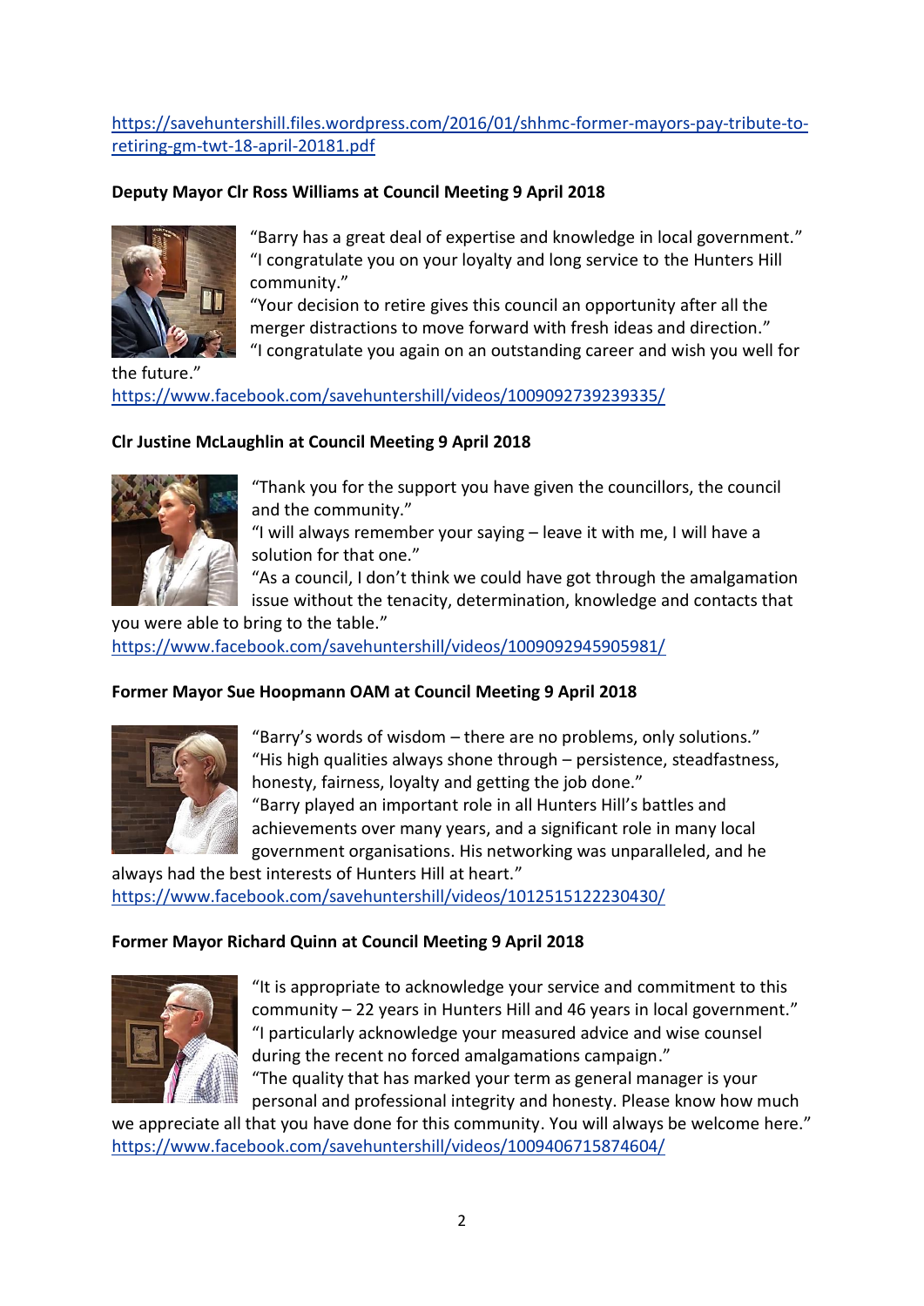https://savehuntershill.files.wordpress.com/2016/01/shhmc-former-mayors-pay-tribute-to-retiring-gm-twt-18-april-20181.pdf

**Deputy Mayor Clr Ross Williams at Council Meeting 9 April 2018**

"Barry has a great deal of expertise and knowledge in local government."
"I congratulate you on your loyalty and long service to the Hunters Hill community."
"Your decision to retire gives this council an opportunity after all the merger distractions to move forward with fresh ideas and direction."
"I congratulate you again on an outstanding career and wish you well for the future."
https://www.facebook.com/savehuntershill/videos/1009092739239335/

**Clr Justine McLaughlin at Council Meeting 9 April 2018**

"Thank you for the support you have given the councillors, the council and the community."
"I will always remember your saying – leave it with me, I will have a solution for that one."
"As a council, I don't think we could have got through the amalgamation issue without the tenacity, determination, knowledge and contacts that you were able to bring to the table."
https://www.facebook.com/savehuntershill/videos/1009092945905981/

**Former Mayor Sue Hoopmann OAM at Council Meeting 9 April 2018**

"Barry's words of wisdom – there are no problems, only solutions."
"His high qualities always shone through – persistence, steadfastness, honesty, fairness, loyalty and getting the job done."
"Barry played an important role in all Hunters Hill's battles and achievements over many years, and a significant role in many local government organisations. His networking was unparalleled, and he always had the best interests of Hunters Hill at heart."
https://www.facebook.com/savehuntershill/videos/1012515122230430/

**Former Mayor Richard Quinn at Council Meeting 9 April 2018**

"It is appropriate to acknowledge your service and commitment to this community – 22 years in Hunters Hill and 46 years in local government."
"I particularly acknowledge your measured advice and wise counsel during the recent no forced amalgamations campaign."
"The quality that has marked your term as general manager is your personal and professional integrity and honesty. Please know how much we appreciate all that you have done for this community. You will always be welcome here."
https://www.facebook.com/savehuntershill/videos/1009406715874604/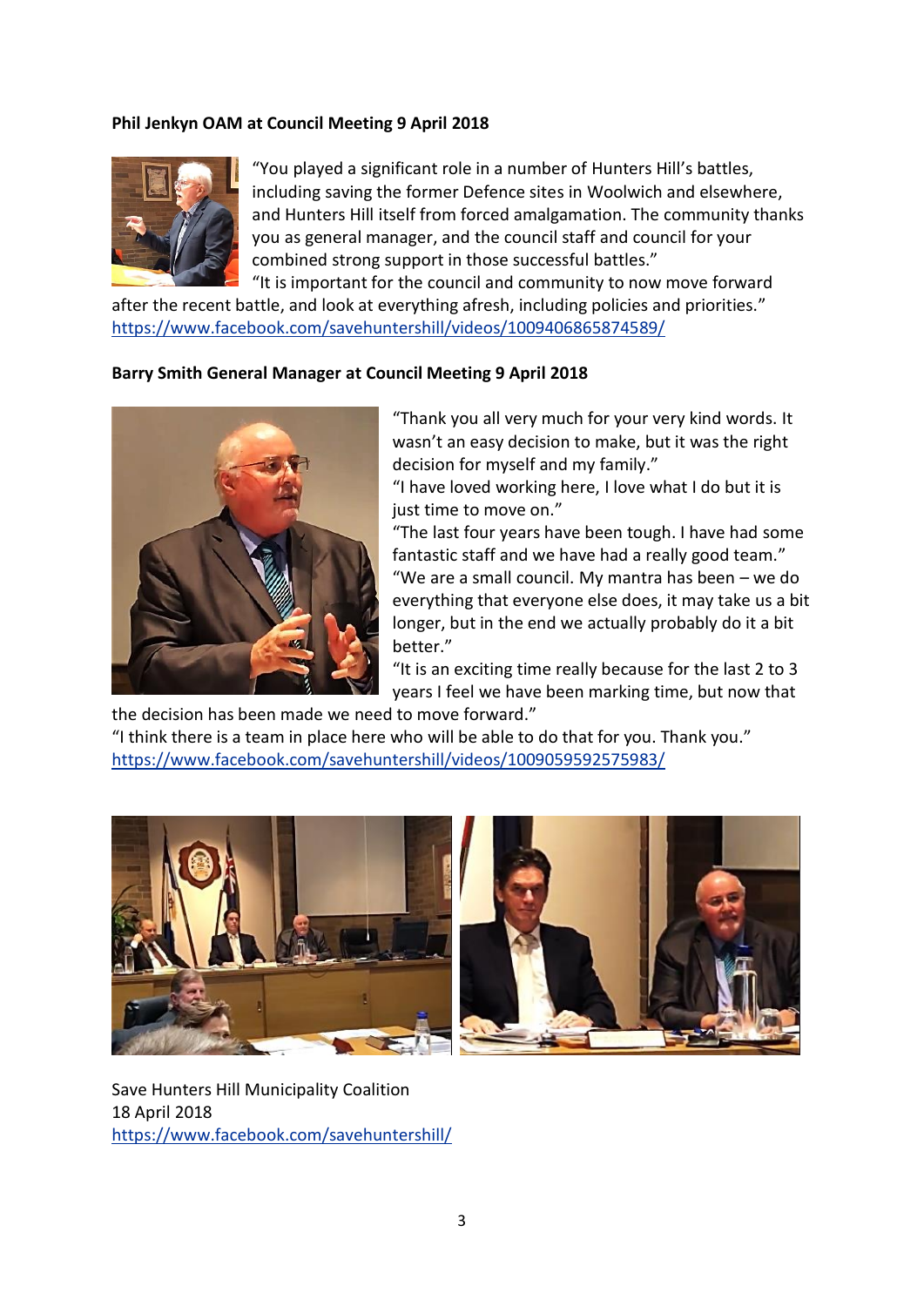**Phil Jenkyn OAM at Council Meeting 9 April 2018**

"You played a significant role in a number of Hunters Hill's battles, including saving the former Defence sites in Woolwich and elsewhere, and Hunters Hill itself from forced amalgamation. The community thanks you as general manager, and the council staff and council for your combined strong support in those successful battles."

"It is important for the council and community to now move forward after the recent battle, and look at everything afresh, including policies and priorities."

https://www.facebook.com/savehuntershill/videos/1009406865874589/

**Barry Smith General Manager at Council Meeting 9 April 2018**

"Thank you all very much for your very kind words. It wasn't an easy decision to make, but it was the right decision for myself and my family."

"I have loved working here, I love what I do but it is just time to move on."

"The last four years have been tough. I have had some fantastic staff and we have had a really good team."

"We are a small council. My mantra has been – we do everything that everyone else does, it may take us a bit longer, but in the end we actually probably do it a bit better."

"It is an exciting time really because for the last 2 to 3 years I feel we have been marking time, but now that the decision has been made we need to move forward."

"I think there is a team in place here who will be able to do that for you. Thank you."

https://www.facebook.com/savehuntershill/videos/1009059592575983/

Save Hunters Hill Municipality Coalition
18 April 2018
https://www.facebook.com/savehuntershill/